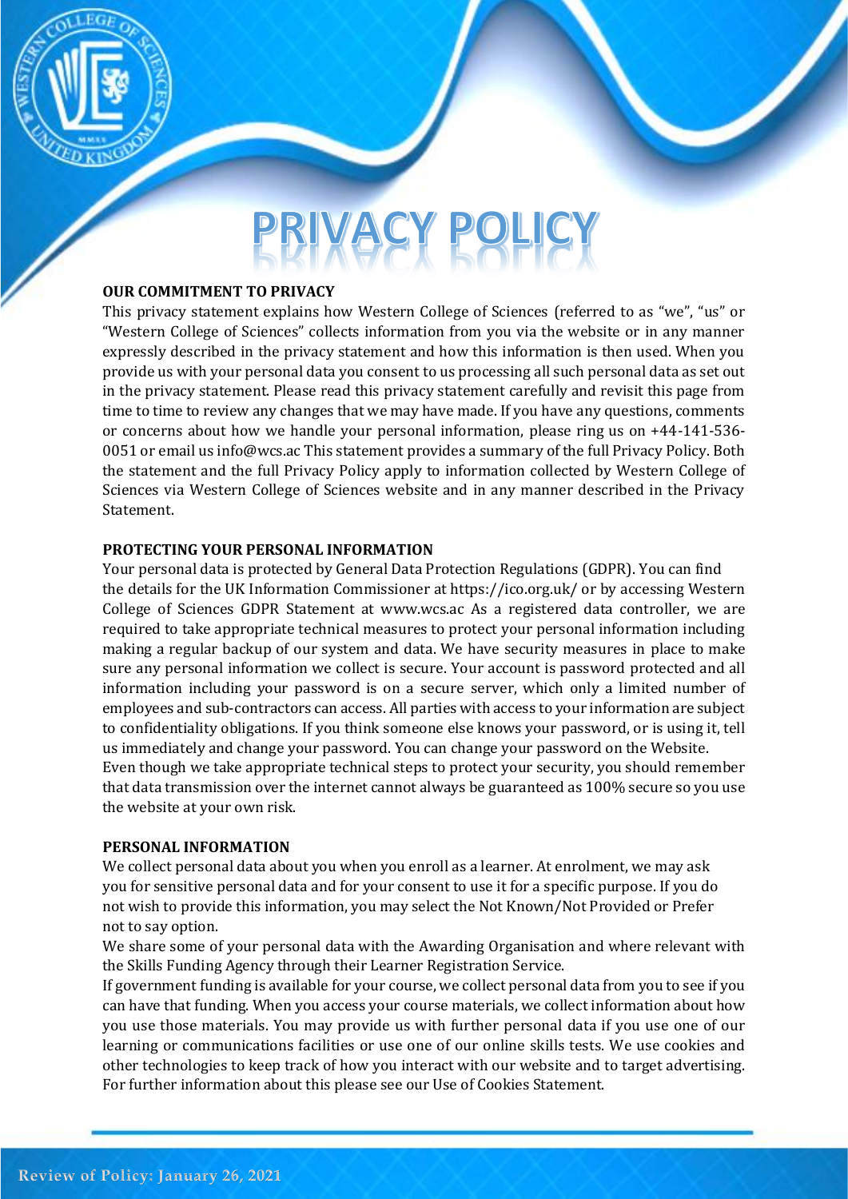# PRIVACY POLICY

## OUR COMMITMENT TO PRIVACY

This privacy statement explains how Western College of Sciences (referred to as "we", "us" or "Western College of Sciences" collects information from you via the website or in any manner expressly described in the privacy statement and how this information is then used. When you provide us with your personal data you consent to us processing all such personal data as set out in the privacy statement. Please read this privacy statement carefully and revisit this page from time to time to review any changes that we may have made. If you have any questions, comments or concerns about how we handle your personal information, please ring us on +44-141-536-0051 or email us info@wcs.ac This statement provides a summary of the full Privacy Policy. Both the statement and the full Privacy Policy apply to information collected by Western College of Sciences via Western College of Sciences website and in any manner described in the Privacy Statement.

## PROTECTING YOUR PERSONAL INFORMATION

Your personal data is protected by General Data Protection Regulations (GDPR). You can find the details for the UK Information Commissioner at https://ico.org.uk/ or by accessing Western College of Sciences GDPR Statement at www.wcs.ac As a registered data controller, we are required to take appropriate technical measures to protect your personal information including making a regular backup of our system and data. We have security measures in place to make sure any personal information we collect is secure. Your account is password protected and all information including your password is on a secure server, which only a limited number of employees and sub-contractors can access. All parties with access to your information are subject to confidentiality obligations. If you think someone else knows your password, or is using it, tell us immediately and change your password. You can change your password on the Website.

Even though we take appropriate technical steps to protect your security, you should remember that data transmission over the internet cannot always be guaranteed as 100% secure so you use the website at your own risk.

## PERSONAL INFORMATION

We collect personal data about you when you enroll as a learner. At enrolment, we may ask you for sensitive personal data and for your consent to use it for a specific purpose. If you do not wish to provide this information, you may select the Not Known/Not Provided or Prefer not to say option.

We share some of your personal data with the Awarding Organisation and where relevant with the Skills Funding Agency through their Learner Registration Service.

If government funding is available for your course, we collect personal data from you to see if you can have that funding. When you access your course materials, we collect information about how you use those materials. You may provide us with further personal data if you use one of our learning or communications facilities or use one of our online skills tests. We use cookies and other technologies to keep track of how you interact with our website and to target advertising. For further information about this please see our Use of Cookies Statement.

Review of Policy: January 26, 2021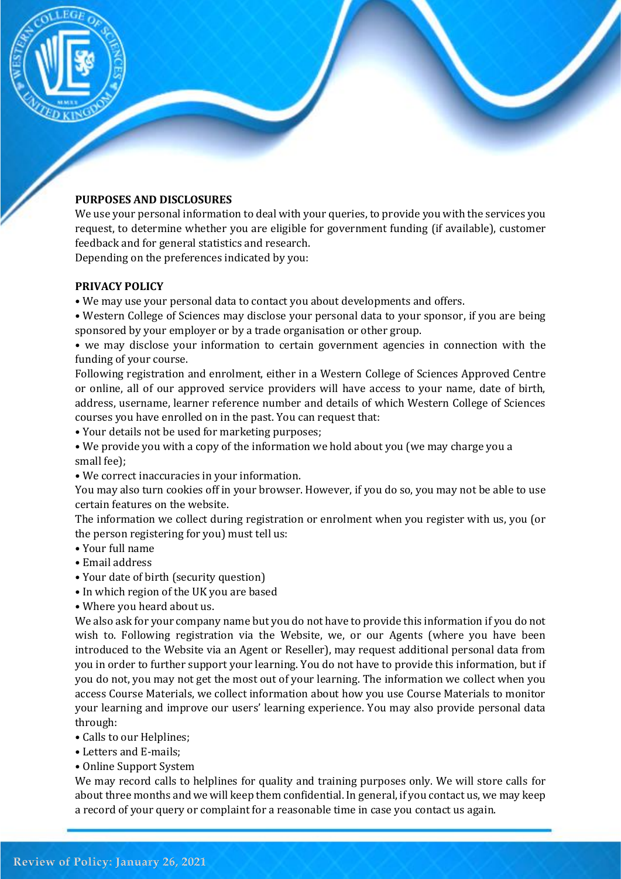**PURPOSES AND DISCLOSURES**

We use your personal information to deal with your queries, to provide you with the services you request, to determine whether you are eligible for government funding (if available), customer feedback and for general statistics and research.

Depending on the preferences indicated by you:

**PRIVACY POLICY**

- We may use your personal data to contact you about developments and offers.
- Western College of Sciences may disclose your personal data to your sponsor, if you are being sponsored by your employer or by a trade organisation or other group.
- we may disclose your information to certain government agencies in connection with the funding of your course.

Following registration and enrolment, either in a Western College of Sciences Approved Centre or online, all of our approved service providers will have access to your name, date of birth, address, username, learner reference number and details of which Western College of Sciences courses you have enrolled on in the past. You can request that:

- Your details not be used for marketing purposes;
- We provide you with a copy of the information we hold about you (we may charge you a small fee);
- We correct inaccuracies in your information.

You may also turn cookies off in your browser. However, if you do so, you may not be able to use certain features on the website.

The information we collect during registration or enrolment when you register with us, you (or the person registering for you) must tell us:

- Your full name
- Email address
- Your date of birth (security question)
- In which region of the UK you are based
- Where you heard about us.

We also ask for your company name but you do not have to provide this information if you do not wish to. Following registration via the Website, we, or our Agents (where you have been introduced to the Website via an Agent or Reseller), may request additional personal data from you in order to further support your learning. You do not have to provide this information, but if you do not, you may not get the most out of your learning. The information we collect when you access Course Materials, we collect information about how you use Course Materials to monitor your learning and improve our users' learning experience. You may also provide personal data through:

- Calls to our Helplines;
- Letters and E-mails;
- Online Support System

We may record calls to helplines for quality and training purposes only. We will store calls for about three months and we will keep them confidential. In general, if you contact us, we may keep a record of your query or complaint for a reasonable time in case you contact us again.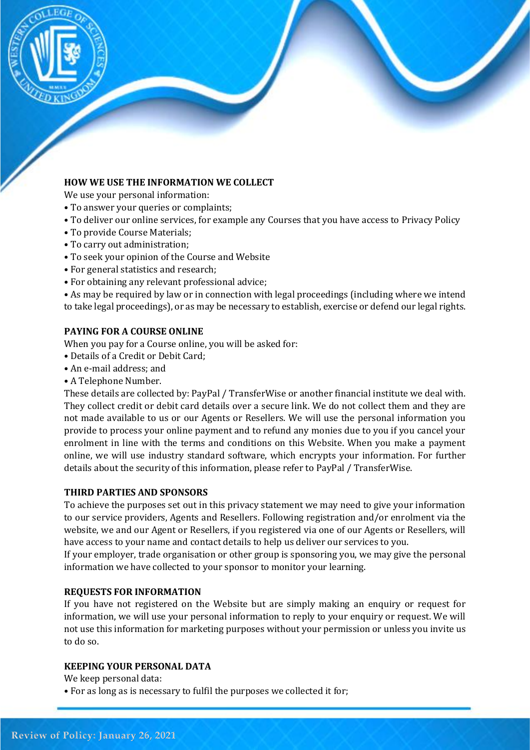## HOW WE USE THE INFORMATION WE COLLECT

We use your personal information:

- To answer your queries or complaints;
- To deliver our online services, for example any Courses that you have access to Privacy Policy
- To provide Course Materials;
- To carry out administration;
- To seek your opinion of the Course and Website
- For general statistics and research;
- For obtaining any relevant professional advice;
- As may be required by law or in connection with legal proceedings (including where we intend to take legal proceedings), or as may be necessary to establish, exercise or defend our legal rights.

## PAYING FOR A COURSE ONLINE

When you pay for a Course online, you will be asked for:

- Details of a Credit or Debit Card;
- An e-mail address; and
- A Telephone Number.

These details are collected by: PayPal / TransferWise or another financial institute we deal with. They collect credit or debit card details over a secure link. We do not collect them and they are not made available to us or our Agents or Resellers. We will use the personal information you provide to process your online payment and to refund any monies due to you if you cancel your enrolment in line with the terms and conditions on this Website. When you make a payment online, we will use industry standard software, which encrypts your information. For further details about the security of this information, please refer to PayPal / TransferWise.

## THIRD PARTIES AND SPONSORS

To achieve the purposes set out in this privacy statement we may need to give your information to our service providers, Agents and Resellers. Following registration and/or enrolment via the website, we and our Agent or Resellers, if you registered via one of our Agents or Resellers, will have access to your name and contact details to help us deliver our services to you.
If your employer, trade organisation or other group is sponsoring you, we may give the personal information we have collected to your sponsor to monitor your learning.

## REQUESTS FOR INFORMATION

If you have not registered on the Website but are simply making an enquiry or request for information, we will use your personal information to reply to your enquiry or request. We will not use this information for marketing purposes without your permission or unless you invite us to do so.

## KEEPING YOUR PERSONAL DATA

We keep personal data:

- For as long as is necessary to fulfil the purposes we collected it for;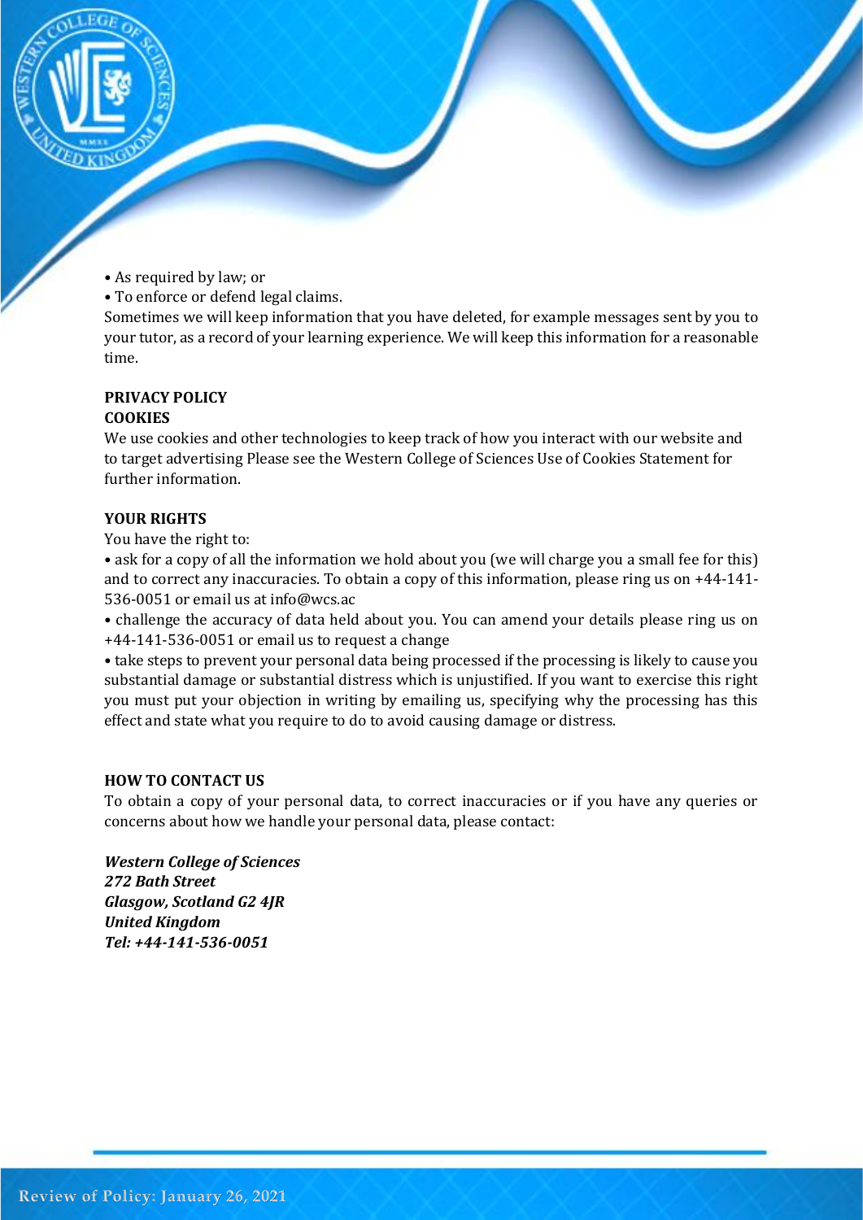- As required by law; or
- To enforce or defend legal claims.

Sometimes we will keep information that you have deleted, for example messages sent by you to your tutor, as a record of your learning experience. We will keep this information for a reasonable time.

**PRIVACY POLICY**

**COOKIES**

We use cookies and other technologies to keep track of how you interact with our website and to target advertising Please see the Western College of Sciences Use of Cookies Statement for further information.

**YOUR RIGHTS**

You have the right to:

- ask for a copy of all the information we hold about you (we will charge you a small fee for this) and to correct any inaccuracies. To obtain a copy of this information, please ring us on +44-141-536-0051 or email us at info@wcs.ac
- challenge the accuracy of data held about you. You can amend your details please ring us on +44-141-536-0051 or email us to request a change
- take steps to prevent your personal data being processed if the processing is likely to cause you substantial damage or substantial distress which is unjustified. If you want to exercise this right you must put your objection in writing by emailing us, specifying why the processing has this effect and state what you require to do to avoid causing damage or distress.

**HOW TO CONTACT US**

To obtain a copy of your personal data, to correct inaccuracies or if you have any queries or concerns about how we handle your personal data, please contact:

***Western College of Sciences***
***272 Bath Street***
***Glasgow, Scotland G2 4JR***
***United Kingdom***
***Tel: +44-141-536-0051***

Review of Policy: January 26, 2021